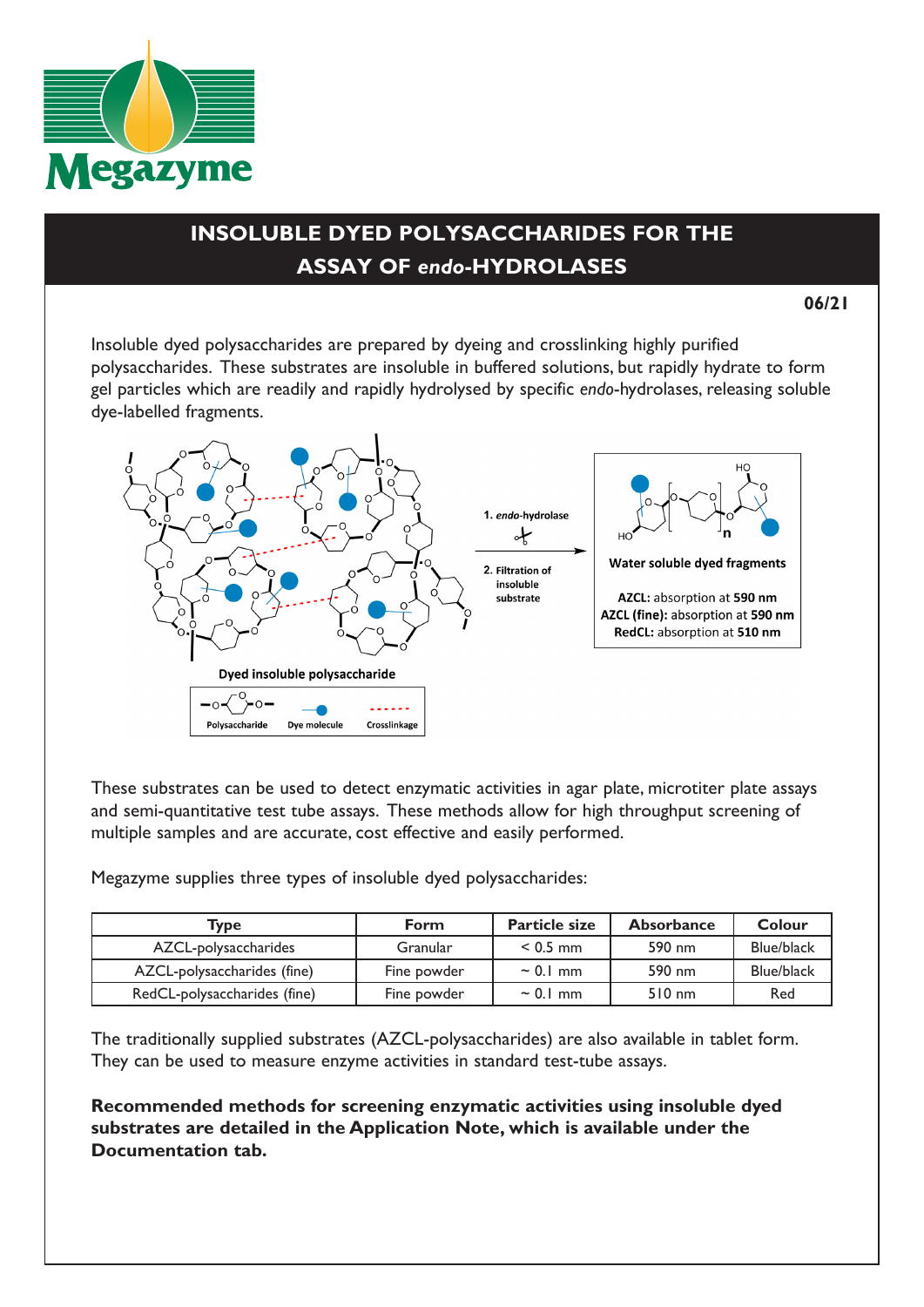# INSOLUBLE DYED POLYSACCHARIDES FOR THE ASSAY OF *endo*-HYDROLASES

**06/21**

Insoluble dyed polysaccharides are prepared by dyeing and crosslinking highly purified polysaccharides. These substrates are insoluble in buffered solutions, but rapidly hydrate to form gel particles which are readily and rapidly hydrolysed by specific *endo*-hydrolases, releasing soluble dye-labelled fragments.

1. *endo*-hydrolase
2. Filtration of insoluble substrate

**Water soluble dyed fragments**

**AZCL:** absorption at **590 nm**
**AZCL (fine):** absorption at **590 nm**
**RedCL:** absorption at **510 nm**

**Dyed insoluble polysaccharide**

Polysaccharide | Dye molecule | Crosslinkage

These substrates can be used to detect enzymatic activities in agar plate, microtiter plate assays and semi-quantitative test tube assays. These methods allow for high throughput screening of multiple samples and are accurate, cost effective and easily performed.

Megazyme supplies three types of insoluble dyed polysaccharides:

| Type | Form | Particle size | Absorbance | Colour |
|---|---|---|---|---|
| AZCL-polysaccharides | Granular | < 0.5 mm | 590 nm | Blue/black |
| AZCL-polysaccharides (fine) | Fine powder | ~ 0.1 mm | 590 nm | Blue/black |
| RedCL-polysaccharides (fine) | Fine powder | ~ 0.1 mm | 510 nm | Red |

The traditionally supplied substrates (AZCL-polysaccharides) are also available in tablet form. They can be used to measure enzyme activities in standard test-tube assays.

**Recommended methods for screening enzymatic activities using insoluble dyed substrates are detailed in the Application Note, which is available under the Documentation tab.**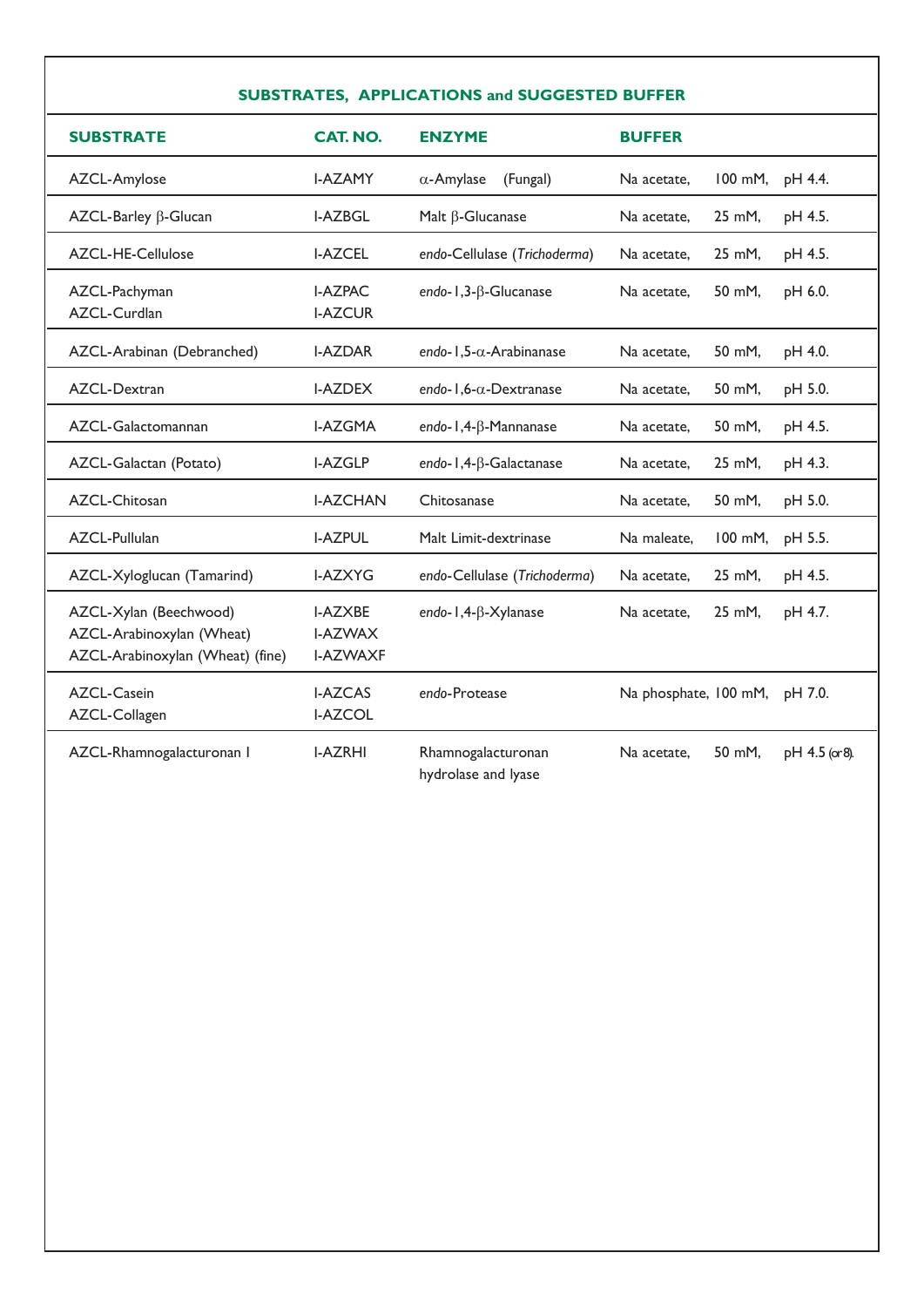## SUBSTRATES, APPLICATIONS and SUGGESTED BUFFER

| SUBSTRATE | CAT. NO. | ENZYME | BUFFER | | |
|---|---|---|---|---|---|
| AZCL-Amylose | I-AZAMY | α-Amylase (Fungal) | Na acetate, | 100 mM, | pH 4.4. |
| AZCL-Barley β-Glucan | I-AZBGL | Malt β-Glucanase | Na acetate, | 25 mM, | pH 4.5. |
| AZCL-HE-Cellulose | I-AZCEL | *endo*-Cellulase (*Trichoderma*) | Na acetate, | 25 mM, | pH 4.5. |
| AZCL-Pachyman<br>AZCL-Curdlan | I-AZPAC<br>I-AZCUR | *endo*-1,3-β-Glucanase | Na acetate, | 50 mM, | pH 6.0. |
| AZCL-Arabinan (Debranched) | I-AZDAR | *endo*-1,5-α-Arabinanase | Na acetate, | 50 mM, | pH 4.0. |
| AZCL-Dextran | I-AZDEX | *endo*-1,6-α-Dextranase | Na acetate, | 50 mM, | pH 5.0. |
| AZCL-Galactomannan | I-AZGMA | *endo*-1,4-β-Mannanase | Na acetate, | 50 mM, | pH 4.5. |
| AZCL-Galactan (Potato) | I-AZGLP | *endo*-1,4-β-Galactanase | Na acetate, | 25 mM, | pH 4.3. |
| AZCL-Chitosan | I-AZCHAN | Chitosanase | Na acetate, | 50 mM, | pH 5.0. |
| AZCL-Pullulan | I-AZPUL | Malt Limit-dextrinase | Na maleate, | 100 mM, | pH 5.5. |
| AZCL-Xyloglucan (Tamarind) | I-AZXYG | *endo*-Cellulase (*Trichoderma*) | Na acetate, | 25 mM, | pH 4.5. |
| AZCL-Xylan (Beechwood)<br>AZCL-Arabinoxylan (Wheat)<br>AZCL-Arabinoxylan (Wheat) (fine) | I-AZXBE<br>I-AZWAX<br>I-AZWAXF | *endo*-1,4-β-Xylanase | Na acetate, | 25 mM, | pH 4.7. |
| AZCL-Casein<br>AZCL-Collagen | I-AZCAS<br>I-AZCOL | *endo*-Protease | Na phosphate, | 100 mM, | pH 7.0. |
| AZCL-Rhamnogalacturonan I | I-AZRHI | Rhamnogalacturonan hydrolase and lyase | Na acetate, | 50 mM, | pH 4.5 (or 8). |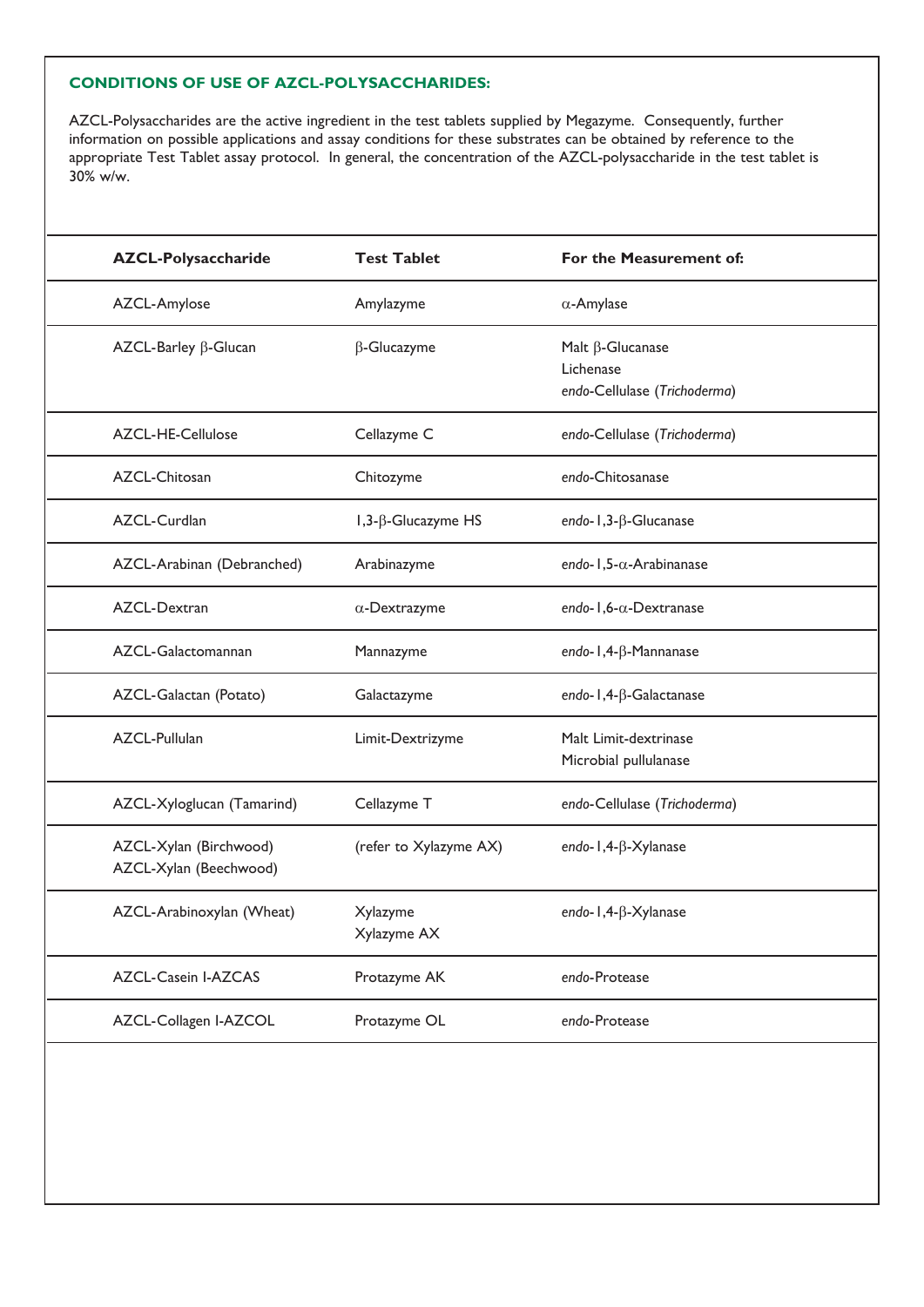## CONDITIONS OF USE OF AZCL-POLYSACCHARIDES:

AZCL-Polysaccharides are the active ingredient in the test tablets supplied by Megazyme. Consequently, further information on possible applications and assay conditions for these substrates can be obtained by reference to the appropriate Test Tablet assay protocol. In general, the concentration of the AZCL-polysaccharide in the test tablet is 30% w/w.

| **AZCL-Polysaccharide** | **Test Tablet** | **For the Measurement of:** |
|---|---|---|
| AZCL-Amylose | Amylazyme | α-Amylase |
| AZCL-Barley β-Glucan | β-Glucazyme | Malt β-Glucanase<br>Lichenase<br>*endo*-Cellulase (*Trichoderma*) |
| AZCL-HE-Cellulose | Cellazyme C | *endo*-Cellulase (*Trichoderma*) |
| AZCL-Chitosan | Chitozyme | *endo*-Chitosanase |
| AZCL-Curdlan | 1,3-β-Glucazyme HS | *endo*-1,3-β-Glucanase |
| AZCL-Arabinan (Debranched) | Arabinazyme | *endo*-1,5-α-Arabinanase |
| AZCL-Dextran | α-Dextrazyme | *endo*-1,6-α-Dextranase |
| AZCL-Galactomannan | Mannazyme | *endo*-1,4-β-Mannanase |
| AZCL-Galactan (Potato) | Galactazyme | *endo*-1,4-β-Galactanase |
| AZCL-Pullulan | Limit-Dextrizyme | Malt Limit-dextrinase<br>Microbial pullulanase |
| AZCL-Xyloglucan (Tamarind) | Cellazyme T | *endo*-Cellulase (*Trichoderma*) |
| AZCL-Xylan (Birchwood)<br>AZCL-Xylan (Beechwood) | (refer to Xylazyme AX) | *endo*-1,4-β-Xylanase |
| AZCL-Arabinoxylan (Wheat) | Xylazyme<br>Xylazyme AX | *endo*-1,4-β-Xylanase |
| AZCL-Casein I-AZCAS | Protazyme AK | *endo*-Protease |
| AZCL-Collagen I-AZCOL | Protazyme OL | *endo*-Protease |